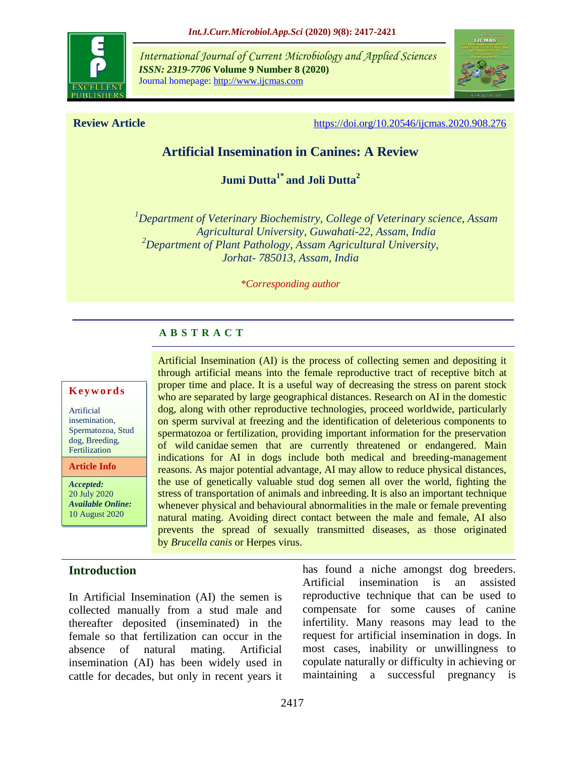*International Journal of Current Microbiology and Applied Sciences*
***ISSN: 2319-7706* Volume 9 Number 8 (2020)**
Journal homepage: http://www.ijcmas.com

**Review Article** https://doi.org/10.20546/ijcmas.2020.908.276

# Artificial Insemination in Canines: A Review

**Jumi Dutta[1*] and Joli Dutta[2]**

*[1]Department of Veterinary Biochemistry, College of Veterinary science, Assam Agricultural University, Guwahati-22, Assam, India*
*[2]Department of Plant Pathology, Assam Agricultural University, Jorhat- 785013, Assam, India*

**Corresponding author*

## ABSTRACT

**Keywords**

Artificial insemination, Spermatozoa, Stud dog, Breeding, Fertilization

**Article Info**

***Accepted:*** 20 July 2020
***Available Online:*** 10 August 2020

Artificial Insemination (AI) is the process of collecting semen and depositing it through artificial means into the female reproductive tract of receptive bitch at proper time and place. It is a useful way of decreasing the stress on parent stock who are separated by large geographical distances. Research on AI in the domestic dog, along with other reproductive technologies, proceed worldwide, particularly on sperm survival at freezing and the identification of deleterious components to spermatozoa or fertilization, providing important information for the preservation of wild canidae semen that are currently threatened or endangered. Main indications for AI in dogs include both medical and breeding-management reasons. As major potential advantage, AI may allow to reduce physical distances, the use of genetically valuable stud dog semen all over the world, fighting the stress of transportation of animals and inbreeding. It is also an important technique whenever physical and behavioural abnormalities in the male or female preventing natural mating. Avoiding direct contact between the male and female, AI also prevents the spread of sexually transmitted diseases, as those originated by *Brucella canis* or Herpes virus.

## Introduction

In Artificial Insemination (AI) the semen is collected manually from a stud male and thereafter deposited (inseminated) in the female so that fertilization can occur in the absence of natural mating. Artificial insemination (AI) has been widely used in cattle for decades, but only in recent years it has found a niche amongst dog breeders. Artificial insemination is an assisted reproductive technique that can be used to compensate for some causes of canine infertility. Many reasons may lead to the request for artificial insemination in dogs. In most cases, inability or unwillingness to copulate naturally or difficulty in achieving or maintaining a successful pregnancy is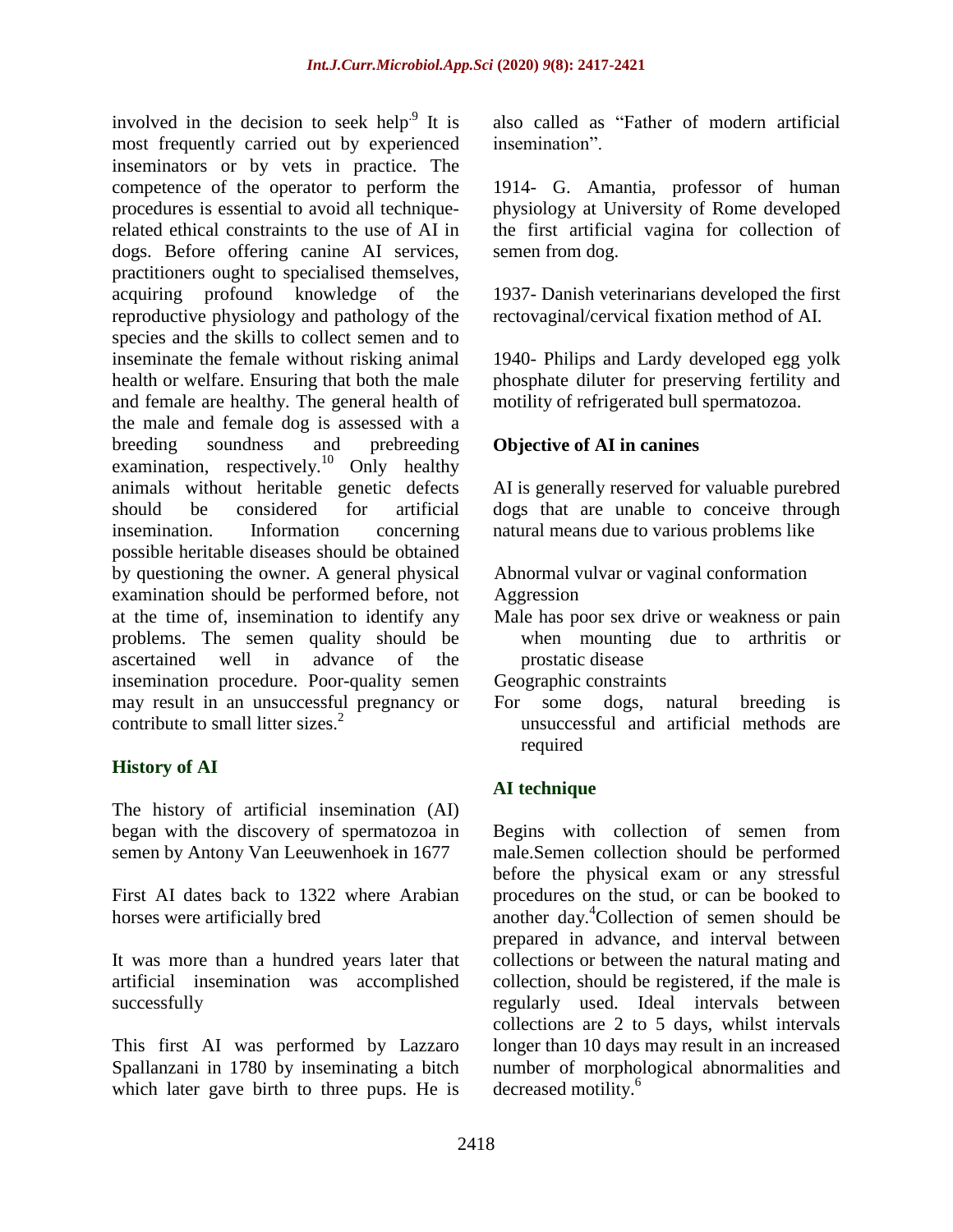involved in the decision to seek help[9] It is most frequently carried out by experienced inseminators or by vets in practice. The competence of the operator to perform the procedures is essential to avoid all technique-related ethical constraints to the use of AI in dogs. Before offering canine AI services, practitioners ought to specialised themselves, acquiring profound knowledge of the reproductive physiology and pathology of the species and the skills to collect semen and to inseminate the female without risking animal health or welfare. Ensuring that both the male and female are healthy. The general health of the male and female dog is assessed with a breeding soundness and prebreeding examination, respectively.[10] Only healthy animals without heritable genetic defects should be considered for artificial insemination. Information concerning possible heritable diseases should be obtained by questioning the owner. A general physical examination should be performed before, not at the time of, insemination to identify any problems. The semen quality should be ascertained well in advance of the insemination procedure. Poor-quality semen may result in an unsuccessful pregnancy or contribute to small litter sizes.[2]

## History of AI

The history of artificial insemination (AI) began with the discovery of spermatozoa in semen by Antony Van Leeuwenhoek in 1677

First AI dates back to 1322 where Arabian horses were artificially bred

It was more than a hundred years later that artificial insemination was accomplished successfully

This first AI was performed by Lazzaro Spallanzani in 1780 by inseminating a bitch which later gave birth to three pups. He is also called as "Father of modern artificial insemination".

1914- G. Amantia, professor of human physiology at University of Rome developed the first artificial vagina for collection of semen from dog.

1937- Danish veterinarians developed the first rectovaginal/cervical fixation method of AI.

1940- Philips and Lardy developed egg yolk phosphate diluter for preserving fertility and motility of refrigerated bull spermatozoa.

## Objective of AI in canines

AI is generally reserved for valuable purebred dogs that are unable to conceive through natural means due to various problems like

- Abnormal vulvar or vaginal conformation
- Aggression
- Male has poor sex drive or weakness or pain when mounting due to arthritis or prostatic disease
- Geographic constraints
- For some dogs, natural breeding is unsuccessful and artificial methods are required

## AI technique

Begins with collection of semen from male.Semen collection should be performed before the physical exam or any stressful procedures on the stud, or can be booked to another day.[4]Collection of semen should be prepared in advance, and interval between collections or between the natural mating and collection, should be registered, if the male is regularly used. Ideal intervals between collections are 2 to 5 days, whilst intervals longer than 10 days may result in an increased number of morphological abnormalities and decreased motility.[6]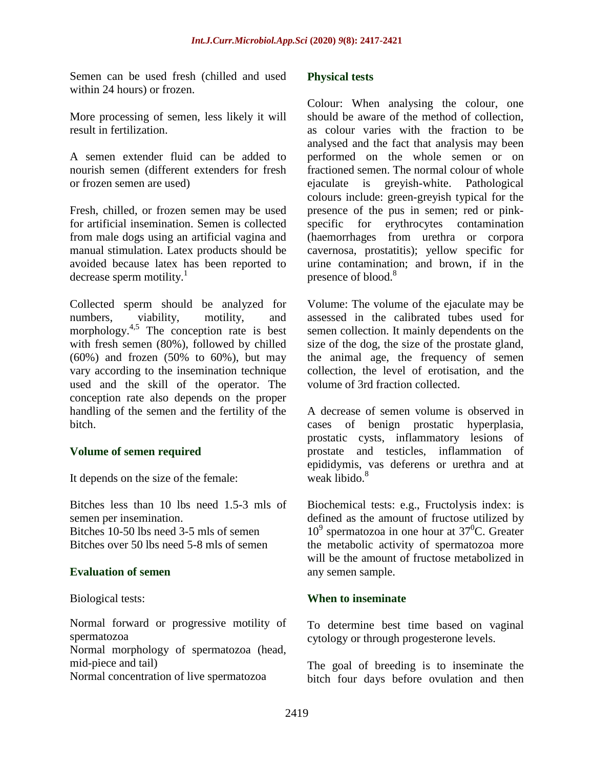Semen can be used fresh (chilled and used within 24 hours) or frozen.

More processing of semen, less likely it will result in fertilization.

A semen extender fluid can be added to nourish semen (different extenders for fresh or frozen semen are used)

Fresh, chilled, or frozen semen may be used for artificial insemination. Semen is collected from male dogs using an artificial vagina and manual stimulation. Latex products should be avoided because latex has been reported to decrease sperm motility.[1]

Collected sperm should be analyzed for numbers, viability, motility, and morphology.[4,5] The conception rate is best with fresh semen (80%), followed by chilled (60%) and frozen (50% to 60%), but may vary according to the insemination technique used and the skill of the operator. The conception rate also depends on the proper handling of the semen and the fertility of the bitch.

### Volume of semen required

It depends on the size of the female:

Bitches less than 10 lbs need 1.5-3 mls of semen per insemination.
Bitches 10-50 lbs need 3-5 mls of semen
Bitches over 50 lbs need 5-8 mls of semen

### Evaluation of semen

Biological tests:

Normal forward or progressive motility of spermatozoa
Normal morphology of spermatozoa (head, mid-piece and tail)
Normal concentration of live spermatozoa

### Physical tests

Colour: When analysing the colour, one should be aware of the method of collection, as colour varies with the fraction to be analysed and the fact that analysis may been performed on the whole semen or on fractioned semen. The normal colour of whole ejaculate is greyish-white. Pathological colours include: green-greyish typical for the presence of the pus in semen; red or pink-specific for erythrocytes contamination (haemorrhages from urethra or corpora cavernosa, prostatitis); yellow specific for urine contamination; and brown, if in the presence of blood.[8]

Volume: The volume of the ejaculate may be assessed in the calibrated tubes used for semen collection. It mainly dependents on the size of the dog, the size of the prostate gland, the animal age, the frequency of semen collection, the level of erotisation, and the volume of 3rd fraction collected.

A decrease of semen volume is observed in cases of benign prostatic hyperplasia, prostatic cysts, inflammatory lesions of prostate and testicles, inflammation of epididymis, vas deferens or urethra and at weak libido.[8]

Biochemical tests: e.g., Fructolysis index: is defined as the amount of fructose utilized by $10^9$ spermatozoa in one hour at $37^0$C. Greater the metabolic activity of spermatozoa more will be the amount of fructose metabolized in any semen sample.

### When to inseminate

To determine best time based on vaginal cytology or through progesterone levels.

The goal of breeding is to inseminate the bitch four days before ovulation and then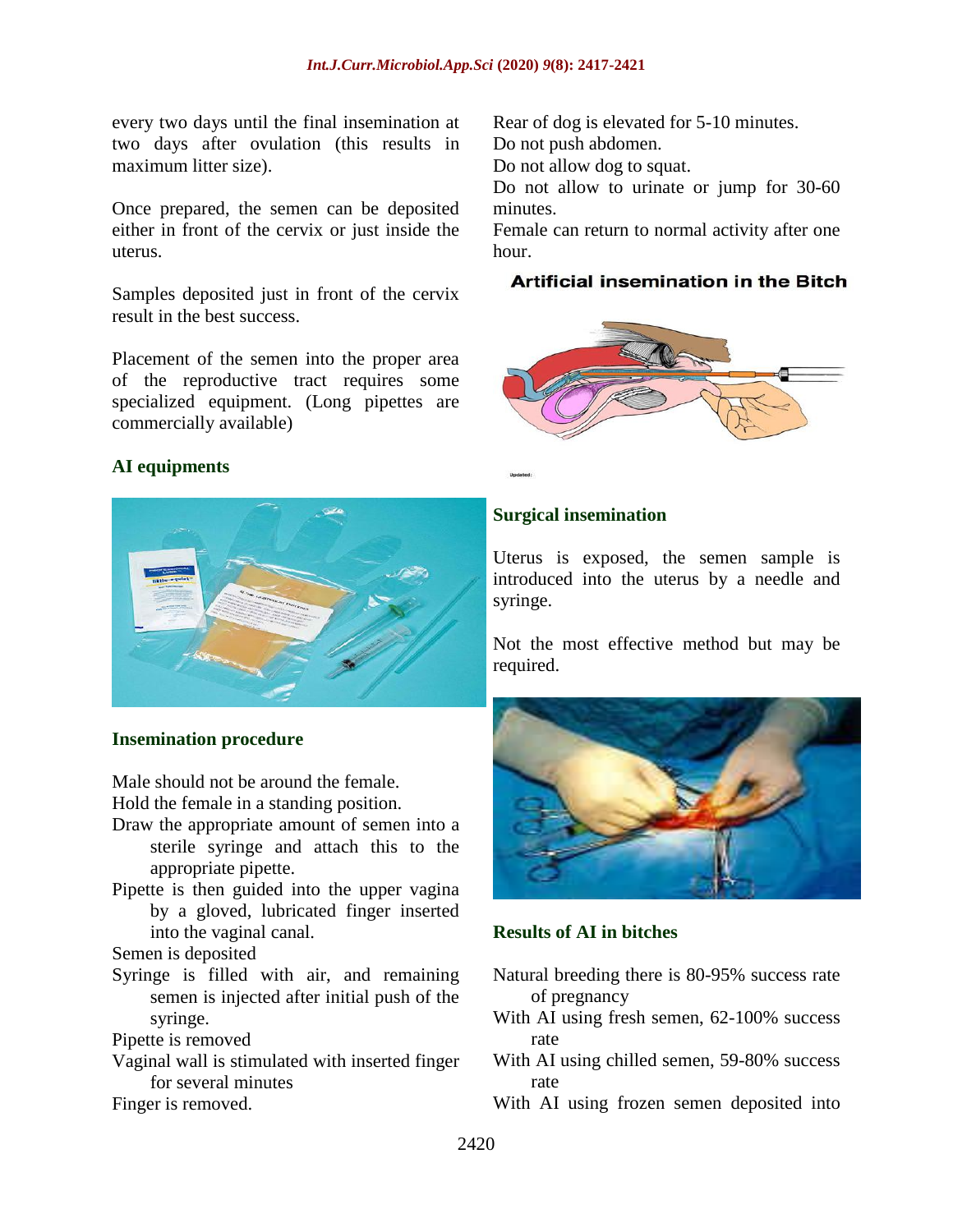every two days until the final insemination at two days after ovulation (this results in maximum litter size).

Once prepared, the semen can be deposited either in front of the cervix or just inside the uterus.

Samples deposited just in front of the cervix result in the best success.

Placement of the semen into the proper area of the reproductive tract requires some specialized equipment. (Long pipettes are commercially available)

## AI equipments

## Insemination procedure

Male should not be around the female.
Hold the female in a standing position.
Draw the appropriate amount of semen into a sterile syringe and attach this to the appropriate pipette.
Pipette is then guided into the upper vagina by a gloved, lubricated finger inserted into the vaginal canal.
Semen is deposited
Syringe is filled with air, and remaining semen is injected after initial push of the syringe.
Pipette is removed
Vaginal wall is stimulated with inserted finger for several minutes
Finger is removed.
Rear of dog is elevated for 5-10 minutes.
Do not push abdomen.
Do not allow dog to squat.
Do not allow to urinate or jump for 30-60 minutes.
Female can return to normal activity after one hour.

**Artificial insemination in the Bitch**

## Surgical insemination

Uterus is exposed, the semen sample is introduced into the uterus by a needle and syringe.

Not the most effective method but may be required.

## Results of AI in bitches

Natural breeding there is 80-95% success rate of pregnancy
With AI using fresh semen, 62-100% success rate
With AI using chilled semen, 59-80% success rate
With AI using frozen semen deposited into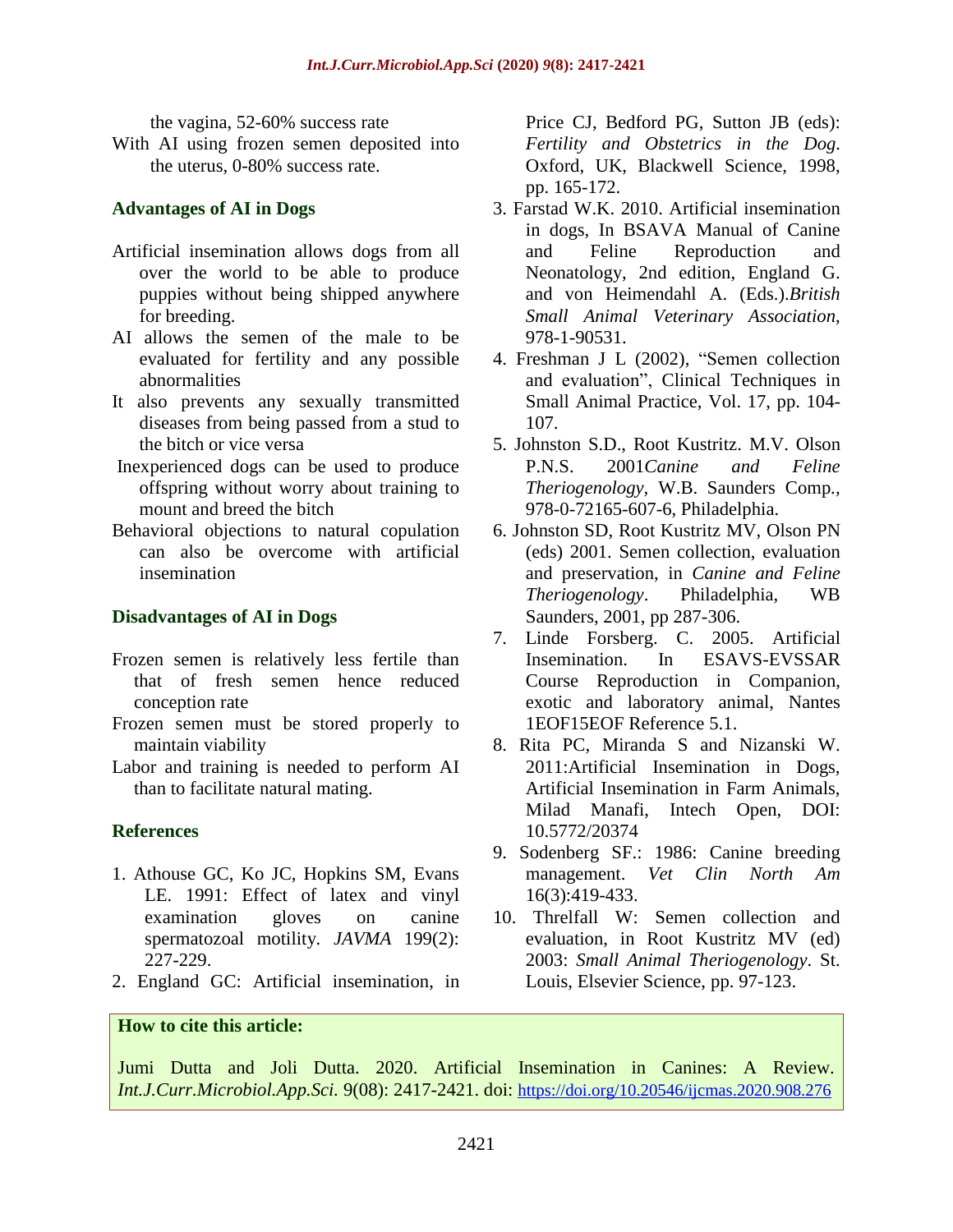the vagina, 52-60% success rate

With AI using frozen semen deposited into the uterus, 0-80% success rate.

## Advantages of AI in Dogs

Artificial insemination allows dogs from all over the world to be able to produce puppies without being shipped anywhere for breeding.

AI allows the semen of the male to be evaluated for fertility and any possible abnormalities

It also prevents any sexually transmitted diseases from being passed from a stud to the bitch or vice versa

Inexperienced dogs can be used to produce offspring without worry about training to mount and breed the bitch

Behavioral objections to natural copulation can also be overcome with artificial insemination

## Disadvantages of AI in Dogs

Frozen semen is relatively less fertile than that of fresh semen hence reduced conception rate

Frozen semen must be stored properly to maintain viability

Labor and training is needed to perform AI than to facilitate natural mating.

## References

1. Athouse GC, Ko JC, Hopkins SM, Evans LE. 1991: Effect of latex and vinyl examination gloves on canine spermatozoal motility. *JAVMA* 199(2): 227-229.
2. England GC: Artificial insemination, in Price CJ, Bedford PG, Sutton JB (eds): *Fertility and Obstetrics in the Dog*. Oxford, UK, Blackwell Science, 1998, pp. 165-172.
3. Farstad W.K. 2010. Artificial insemination in dogs, In BSAVA Manual of Canine and Feline Reproduction and Neonatology, 2nd edition, England G. and von Heimendahl A. (Eds.).*British Small Animal Veterinary Association*, 978-1-90531.
4. Freshman J L (2002), "Semen collection and evaluation", Clinical Techniques in Small Animal Practice, Vol. 17, pp. 104-107.
5. Johnston S.D., Root Kustritz. M.V. Olson P.N.S. 2001*Canine and Feline Theriogenology*, W.B. Saunders Comp., 978-0-72165-607-6, Philadelphia.
6. Johnston SD, Root Kustritz MV, Olson PN (eds) 2001. Semen collection, evaluation and preservation, in *Canine and Feline Theriogenology*. Philadelphia, WB Saunders, 2001, pp 287-306.
7. Linde Forsberg. C. 2005. Artificial Insemination. In ESAVS-EVSSAR Course Reproduction in Companion, exotic and laboratory animal, Nantes 1EOF15EOF Reference 5.1.
8. Rita PC, Miranda S and Nizanski W. 2011:Artificial Insemination in Dogs, Artificial Insemination in Farm Animals, Milad Manafi, Intech Open, DOI: 10.5772/20374
9. Sodenberg SF.: 1986: Canine breeding management. *Vet Clin North Am* 16(3):419-433.
10. Threlfall W: Semen collection and evaluation, in Root Kustritz MV (ed) 2003: *Small Animal Theriogenology*. St. Louis, Elsevier Science, pp. 97-123.

**How to cite this article:**

Jumi Dutta and Joli Dutta. 2020. Artificial Insemination in Canines: A Review. *Int.J.Curr.Microbiol.App.Sci.* 9(08): 2417-2421. doi: https://doi.org/10.20546/ijcmas.2020.908.276